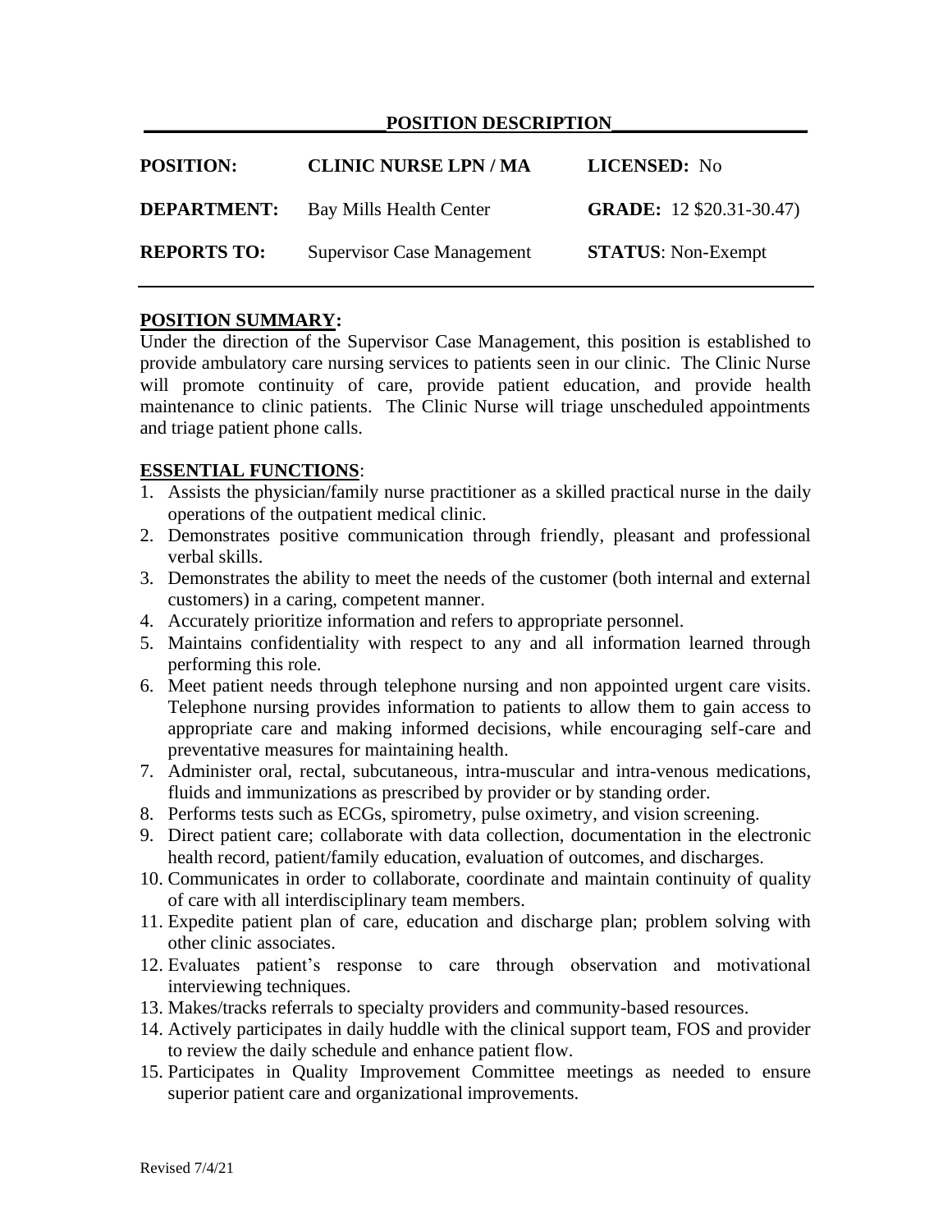# POSITION DESCRIPTION

| | | |
|---|---|---|
| **POSITION:** | **CLINIC NURSE LPN / MA** | **LICENSED:** No |
| **DEPARTMENT:** | Bay Mills Health Center | **GRADE:** 12 $20.31-30.47) |
| **REPORTS TO:** | Supervisor Case Management | **STATUS**: Non-Exempt |

## POSITION SUMMARY:

Under the direction of the Supervisor Case Management, this position is established to provide ambulatory care nursing services to patients seen in our clinic. The Clinic Nurse will promote continuity of care, provide patient education, and provide health maintenance to clinic patients. The Clinic Nurse will triage unscheduled appointments and triage patient phone calls.

## ESSENTIAL FUNCTIONS:

1. Assists the physician/family nurse practitioner as a skilled practical nurse in the daily operations of the outpatient medical clinic.
2. Demonstrates positive communication through friendly, pleasant and professional verbal skills.
3. Demonstrates the ability to meet the needs of the customer (both internal and external customers) in a caring, competent manner.
4. Accurately prioritize information and refers to appropriate personnel.
5. Maintains confidentiality with respect to any and all information learned through performing this role.
6. Meet patient needs through telephone nursing and non appointed urgent care visits. Telephone nursing provides information to patients to allow them to gain access to appropriate care and making informed decisions, while encouraging self-care and preventative measures for maintaining health.
7. Administer oral, rectal, subcutaneous, intra-muscular and intra-venous medications, fluids and immunizations as prescribed by provider or by standing order.
8. Performs tests such as ECGs, spirometry, pulse oximetry, and vision screening.
9. Direct patient care; collaborate with data collection, documentation in the electronic health record, patient/family education, evaluation of outcomes, and discharges.
10. Communicates in order to collaborate, coordinate and maintain continuity of quality of care with all interdisciplinary team members.
11. Expedite patient plan of care, education and discharge plan; problem solving with other clinic associates.
12. Evaluates patient's response to care through observation and motivational interviewing techniques.
13. Makes/tracks referrals to specialty providers and community-based resources.
14. Actively participates in daily huddle with the clinical support team, FOS and provider to review the daily schedule and enhance patient flow.
15. Participates in Quality Improvement Committee meetings as needed to ensure superior patient care and organizational improvements.

Revised 7/4/21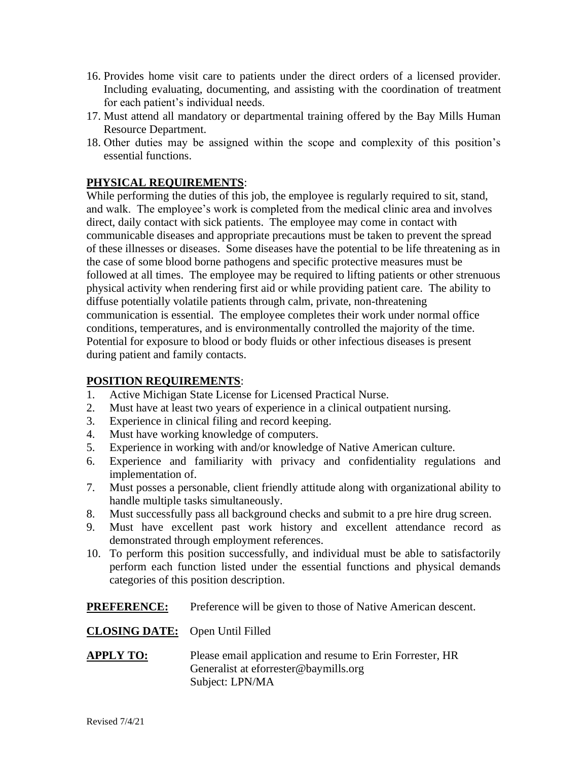16. Provides home visit care to patients under the direct orders of a licensed provider. Including evaluating, documenting, and assisting with the coordination of treatment for each patient's individual needs.
17. Must attend all mandatory or departmental training offered by the Bay Mills Human Resource Department.
18. Other duties may be assigned within the scope and complexity of this position's essential functions.

**PHYSICAL REQUIREMENTS**:

While performing the duties of this job, the employee is regularly required to sit, stand, and walk. The employee's work is completed from the medical clinic area and involves direct, daily contact with sick patients. The employee may come in contact with communicable diseases and appropriate precautions must be taken to prevent the spread of these illnesses or diseases. Some diseases have the potential to be life threatening as in the case of some blood borne pathogens and specific protective measures must be followed at all times. The employee may be required to lifting patients or other strenuous physical activity when rendering first aid or while providing patient care. The ability to diffuse potentially volatile patients through calm, private, non-threatening communication is essential. The employee completes their work under normal office conditions, temperatures, and is environmentally controlled the majority of the time. Potential for exposure to blood or body fluids or other infectious diseases is present during patient and family contacts.

**POSITION REQUIREMENTS**:

1. Active Michigan State License for Licensed Practical Nurse.
2. Must have at least two years of experience in a clinical outpatient nursing.
3. Experience in clinical filing and record keeping.
4. Must have working knowledge of computers.
5. Experience in working with and/or knowledge of Native American culture.
6. Experience and familiarity with privacy and confidentiality regulations and implementation of.
7. Must posses a personable, client friendly attitude along with organizational ability to handle multiple tasks simultaneously.
8. Must successfully pass all background checks and submit to a pre hire drug screen.
9. Must have excellent past work history and excellent attendance record as demonstrated through employment references.
10. To perform this position successfully, and individual must be able to satisfactorily perform each function listed under the essential functions and physical demands categories of this position description.

**PREFERENCE:** Preference will be given to those of Native American descent.

**CLOSING DATE:** Open Until Filled

**APPLY TO:** Please email application and resume to Erin Forrester, HR Generalist at eforrester@baymills.org
Subject: LPN/MA

Revised 7/4/21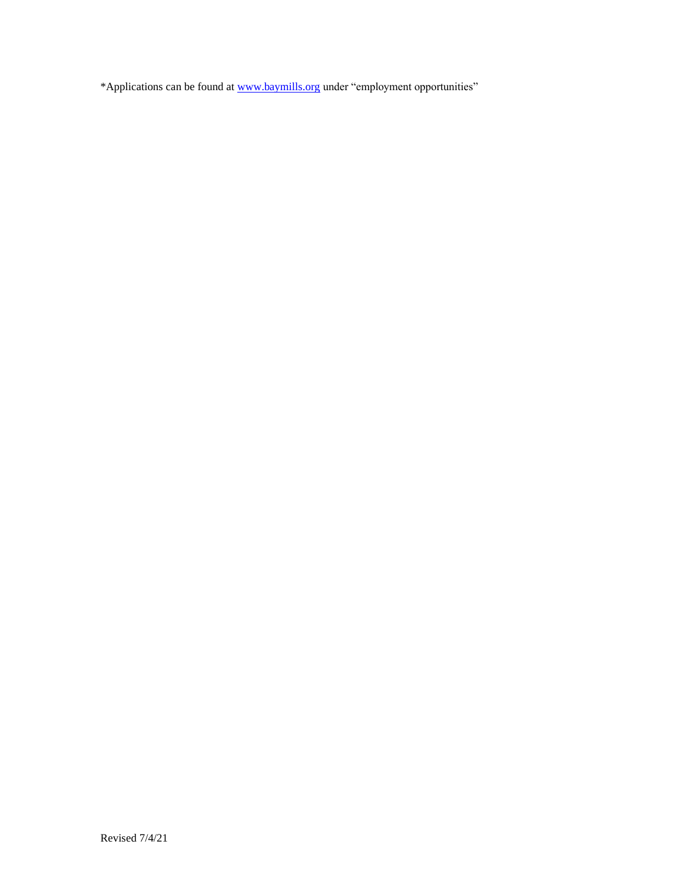*Applications can be found at [www.baymills.org](http://www.baymills.org) under "employment opportunities"

Revised 7/4/21